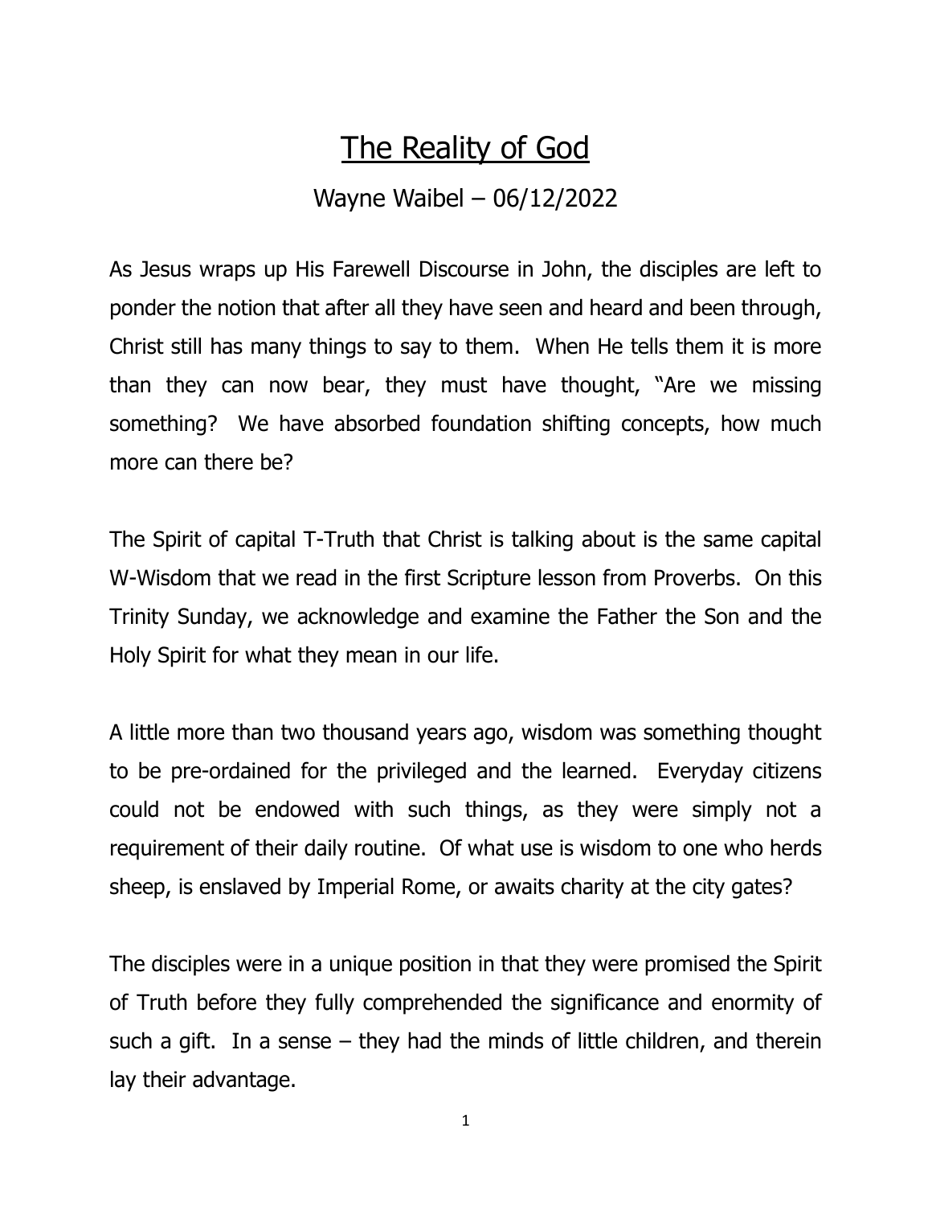# The Reality of God

Wayne Waibel – 06/12/2022

As Jesus wraps up His Farewell Discourse in John, the disciples are left to ponder the notion that after all they have seen and heard and been through, Christ still has many things to say to them. When He tells them it is more than they can now bear, they must have thought, "Are we missing something? We have absorbed foundation shifting concepts, how much more can there be?

The Spirit of capital T-Truth that Christ is talking about is the same capital W-Wisdom that we read in the first Scripture lesson from Proverbs. On this Trinity Sunday, we acknowledge and examine the Father the Son and the Holy Spirit for what they mean in our life.

A little more than two thousand years ago, wisdom was something thought to be pre-ordained for the privileged and the learned. Everyday citizens could not be endowed with such things, as they were simply not a requirement of their daily routine. Of what use is wisdom to one who herds sheep, is enslaved by Imperial Rome, or awaits charity at the city gates?

The disciples were in a unique position in that they were promised the Spirit of Truth before they fully comprehended the significance and enormity of such a gift. In a sense – they had the minds of little children, and therein lay their advantage.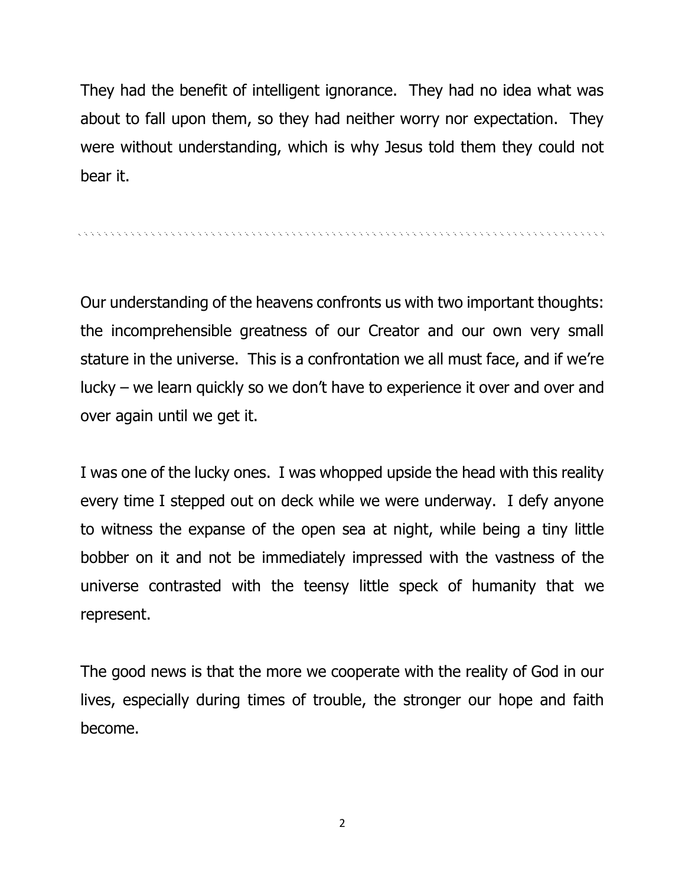They had the benefit of intelligent ignorance. They had no idea what was about to fall upon them, so they had neither worry nor expectation. They were without understanding, which is why Jesus told them they could not bear it.

---

Our understanding of the heavens confronts us with two important thoughts: the incomprehensible greatness of our Creator and our own very small stature in the universe. This is a confrontation we all must face, and if we're lucky – we learn quickly so we don't have to experience it over and over and over again until we get it.

I was one of the lucky ones. I was whopped upside the head with this reality every time I stepped out on deck while we were underway. I defy anyone to witness the expanse of the open sea at night, while being a tiny little bobber on it and not be immediately impressed with the vastness of the universe contrasted with the teensy little speck of humanity that we represent.

The good news is that the more we cooperate with the reality of God in our lives, especially during times of trouble, the stronger our hope and faith become.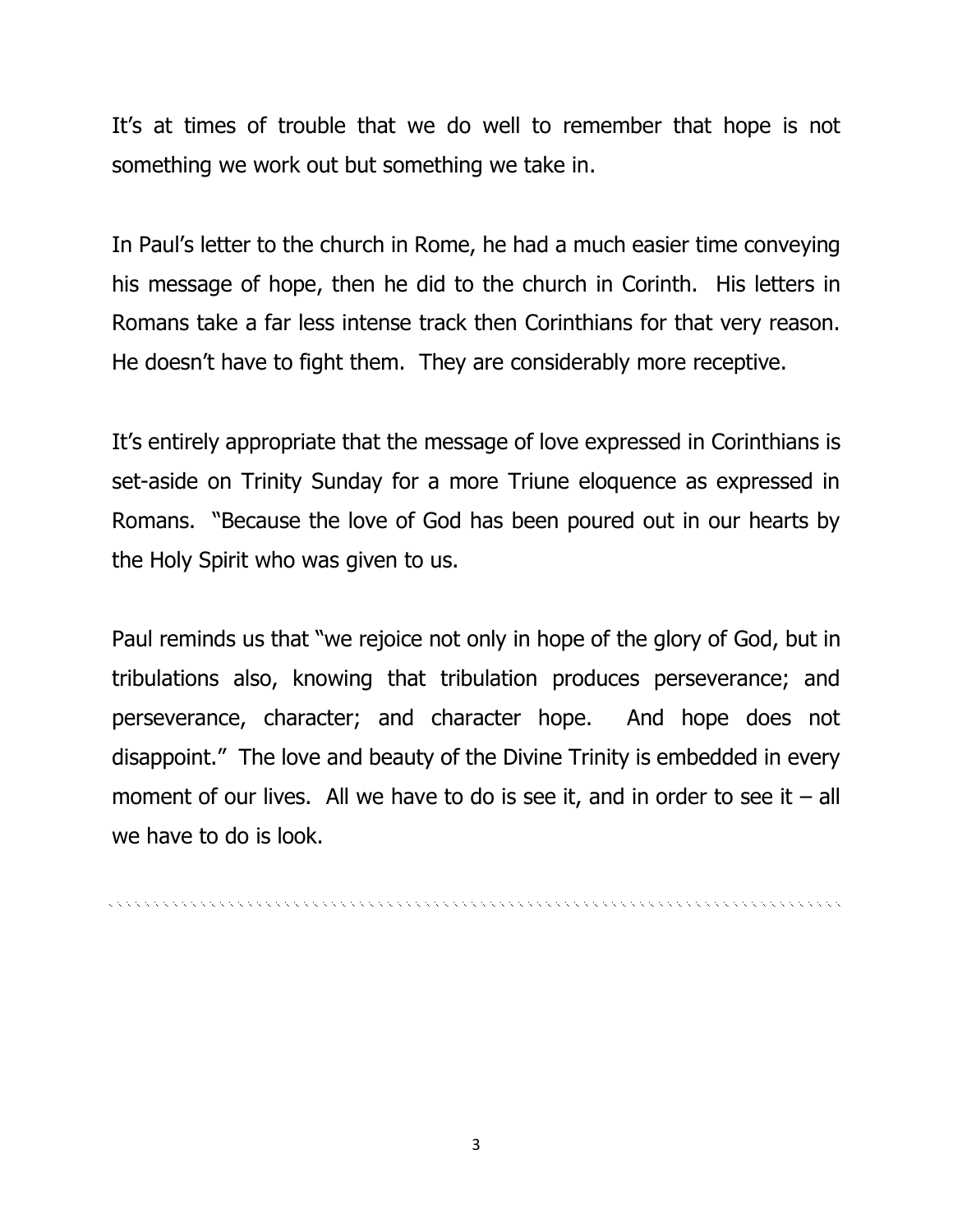It's at times of trouble that we do well to remember that hope is not something we work out but something we take in.

In Paul's letter to the church in Rome, he had a much easier time conveying his message of hope, then he did to the church in Corinth. His letters in Romans take a far less intense track then Corinthians for that very reason. He doesn't have to fight them. They are considerably more receptive.

It's entirely appropriate that the message of love expressed in Corinthians is set-aside on Trinity Sunday for a more Triune eloquence as expressed in Romans. "Because the love of God has been poured out in our hearts by the Holy Spirit who was given to us.

Paul reminds us that "we rejoice not only in hope of the glory of God, but in tribulations also, knowing that tribulation produces perseverance; and perseverance, character; and character hope. And hope does not disappoint." The love and beauty of the Divine Trinity is embedded in every moment of our lives. All we have to do is see it, and in order to see it – all we have to do is look.

---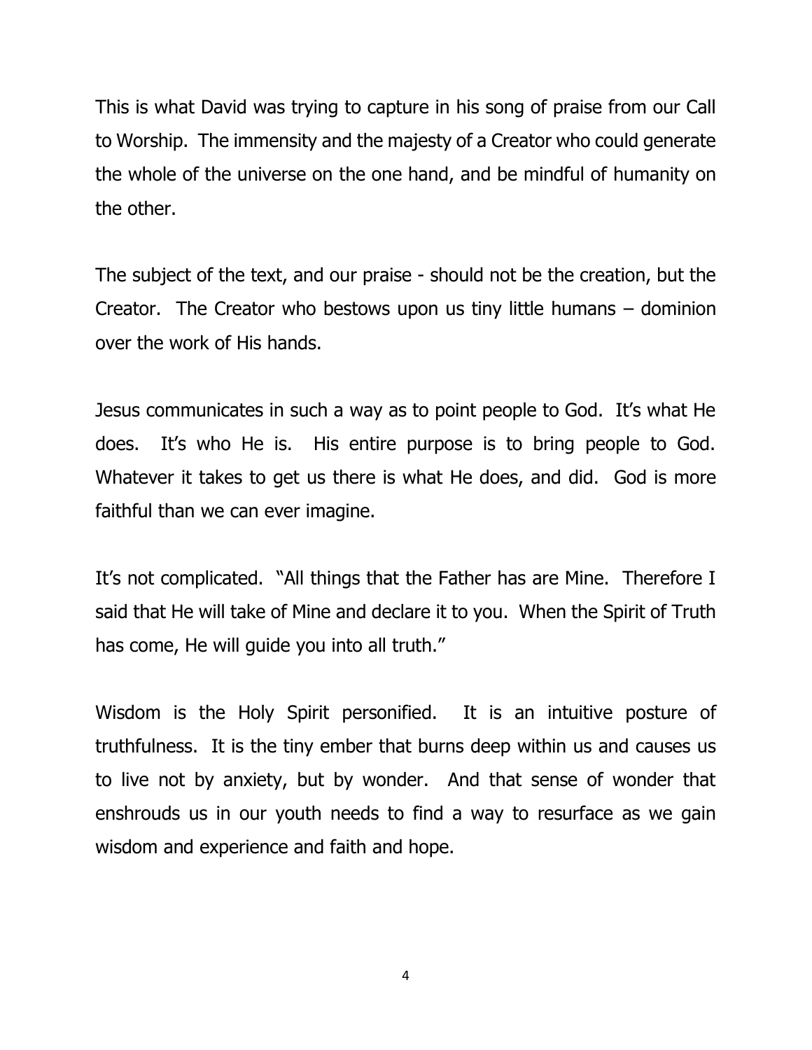This is what David was trying to capture in his song of praise from our Call to Worship. The immensity and the majesty of a Creator who could generate the whole of the universe on the one hand, and be mindful of humanity on the other.

The subject of the text, and our praise - should not be the creation, but the Creator. The Creator who bestows upon us tiny little humans – dominion over the work of His hands.

Jesus communicates in such a way as to point people to God. It's what He does. It's who He is. His entire purpose is to bring people to God. Whatever it takes to get us there is what He does, and did. God is more faithful than we can ever imagine.

It's not complicated. "All things that the Father has are Mine. Therefore I said that He will take of Mine and declare it to you. When the Spirit of Truth has come, He will guide you into all truth."

Wisdom is the Holy Spirit personified. It is an intuitive posture of truthfulness. It is the tiny ember that burns deep within us and causes us to live not by anxiety, but by wonder. And that sense of wonder that enshrouds us in our youth needs to find a way to resurface as we gain wisdom and experience and faith and hope.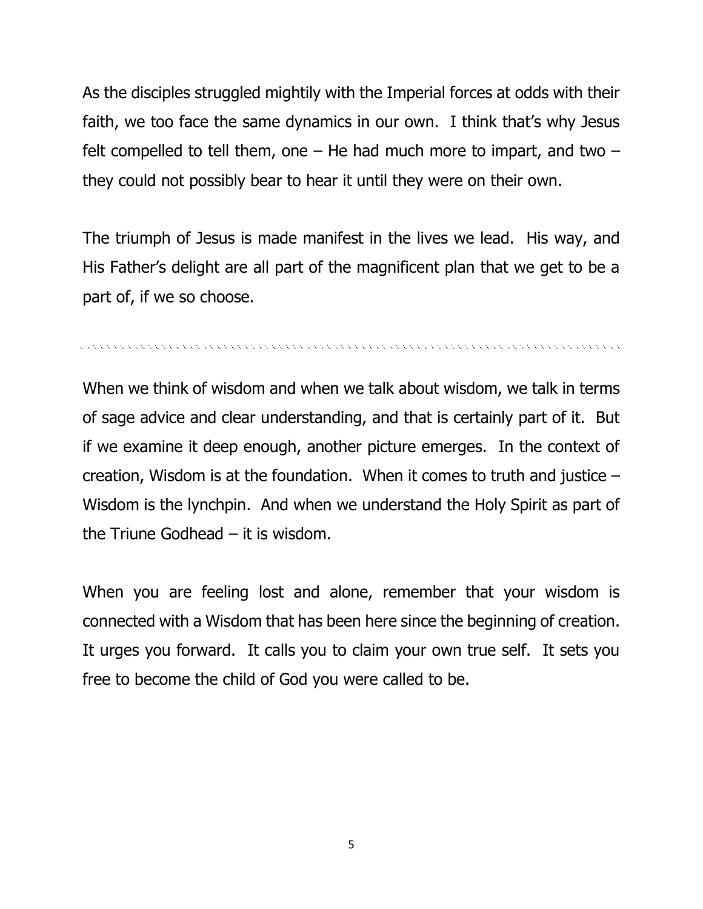As the disciples struggled mightily with the Imperial forces at odds with their faith, we too face the same dynamics in our own. I think that's why Jesus felt compelled to tell them, one – He had much more to impart, and two – they could not possibly bear to hear it until they were on their own.

The triumph of Jesus is made manifest in the lives we lead. His way, and His Father's delight are all part of the magnificent plan that we get to be a part of, if we so choose.

---

When we think of wisdom and when we talk about wisdom, we talk in terms of sage advice and clear understanding, and that is certainly part of it. But if we examine it deep enough, another picture emerges. In the context of creation, Wisdom is at the foundation. When it comes to truth and justice – Wisdom is the lynchpin. And when we understand the Holy Spirit as part of the Triune Godhead – it is wisdom.

When you are feeling lost and alone, remember that your wisdom is connected with a Wisdom that has been here since the beginning of creation. It urges you forward. It calls you to claim your own true self. It sets you free to become the child of God you were called to be.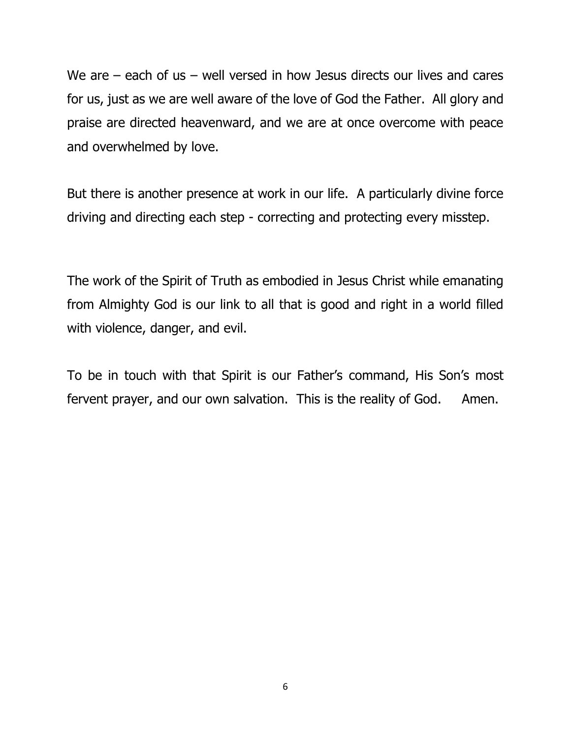We are – each of us – well versed in how Jesus directs our lives and cares for us, just as we are well aware of the love of God the Father. All glory and praise are directed heavenward, and we are at once overcome with peace and overwhelmed by love.

But there is another presence at work in our life. A particularly divine force driving and directing each step - correcting and protecting every misstep.

The work of the Spirit of Truth as embodied in Jesus Christ while emanating from Almighty God is our link to all that is good and right in a world filled with violence, danger, and evil.

To be in touch with that Spirit is our Father's command, His Son's most fervent prayer, and our own salvation. This is the reality of God. Amen.